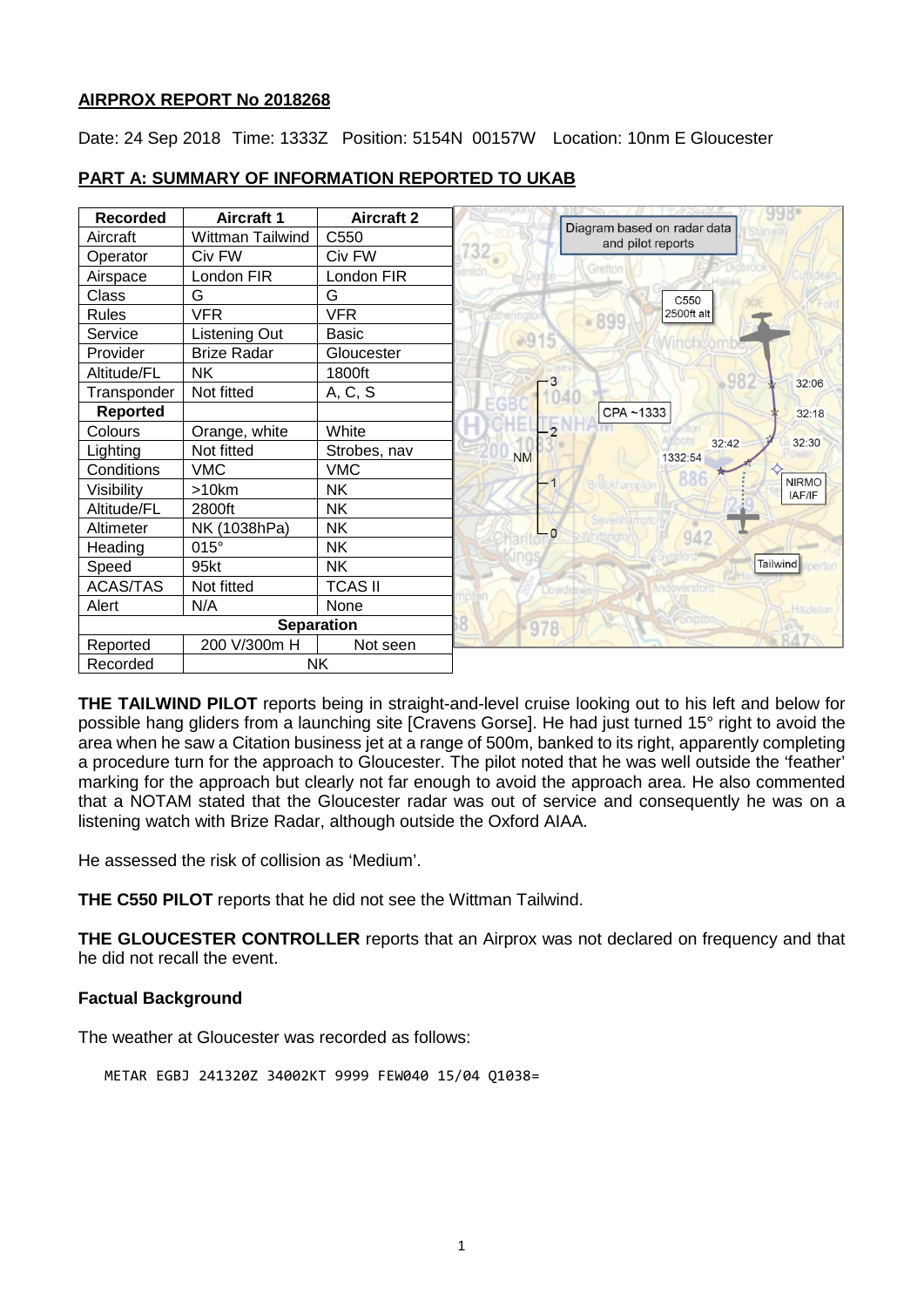**AIRPROX REPORT No 2018268**

Date: 24 Sep 2018 Time: 1333Z Position: 5154N 00157W Location: 10nm E Gloucester

## PART A: SUMMARY OF INFORMATION REPORTED TO UKAB

| Recorded | Aircraft 1 | Aircraft 2 |
|---|---|---|
| Aircraft | Wittman Tailwind | C550 |
| Operator | Civ FW | Civ FW |
| Airspace | London FIR | London FIR |
| Class | G | G |
| Rules | VFR | VFR |
| Service | Listening Out | Basic |
| Provider | Brize Radar | Gloucester |
| Altitude/FL | NK | 1800ft |
| Transponder | Not fitted | A, C, S |
| **Reported** | | |
| Colours | Orange, white | White |
| Lighting | Not fitted | Strobes, nav |
| Conditions | VMC | VMC |
| Visibility | >10km | NK |
| Altitude/FL | 2800ft | NK |
| Altimeter | NK (1038hPa) | NK |
| Heading | 015° | NK |
| Speed | 95kt | NK |
| ACAS/TAS | Not fitted | TCAS II |
| Alert | N/A | None |
| **Separation** | | |
| Reported | 200 V/300m H | Not seen |
| Recorded | NK | |

Diagram based on radar data and pilot reports

**THE TAILWIND PILOT** reports being in straight-and-level cruise looking out to his left and below for possible hang gliders from a launching site [Cravens Gorse]. He had just turned 15° right to avoid the area when he saw a Citation business jet at a range of 500m, banked to its right, apparently completing a procedure turn for the approach to Gloucester. The pilot noted that he was well outside the 'feather' marking for the approach but clearly not far enough to avoid the approach area. He also commented that a NOTAM stated that the Gloucester radar was out of service and consequently he was on a listening watch with Brize Radar, although outside the Oxford AIAA.

He assessed the risk of collision as 'Medium'.

**THE C550 PILOT** reports that he did not see the Wittman Tailwind.

**THE GLOUCESTER CONTROLLER** reports that an Airprox was not declared on frequency and that he did not recall the event.

### Factual Background

The weather at Gloucester was recorded as follows:

```
METAR EGBJ 241320Z 34002KT 9999 FEW040 15/04 Q1038=
```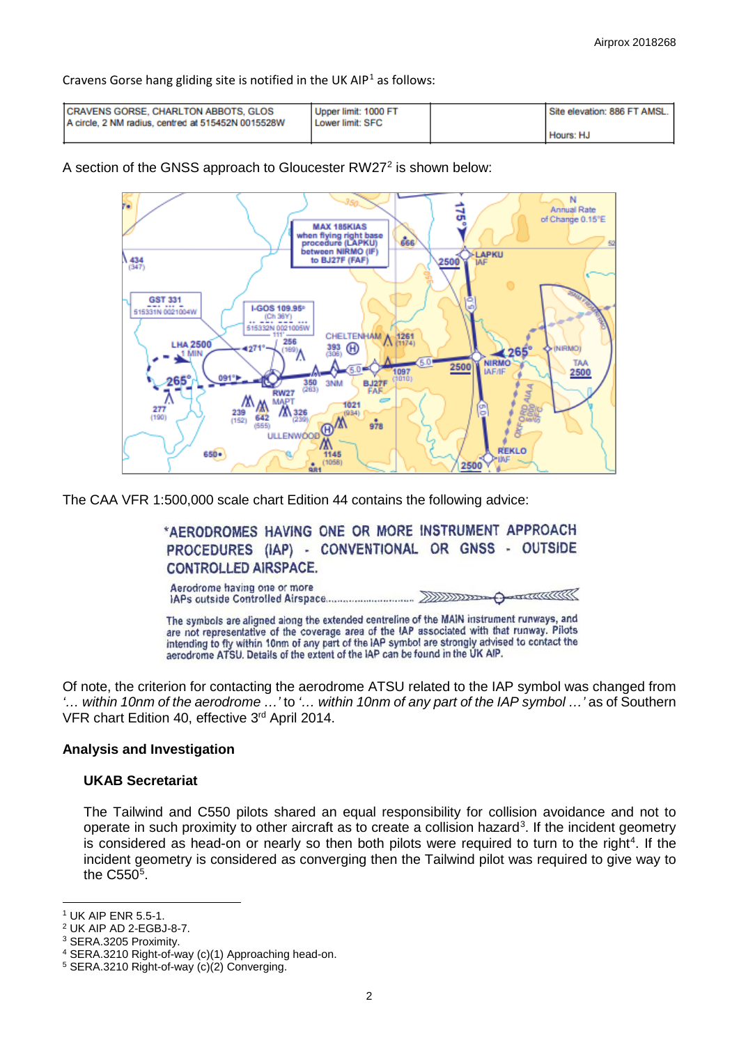Cravens Gorse hang gliding site is notified in the UK AIP[1] as follows:

| CRAVENS GORSE, CHARLTON ABBOTS, GLOS A circle, 2 NM radius, centred at 515452N 0015528W | Upper limit: 1000 FT Lower limit: SFC | | Site elevation: 886 FT AMSL. Hours: HJ |
|---|---|---|---|

A section of the GNSS approach to Gloucester RW27[2] is shown below:

The CAA VFR 1:500,000 scale chart Edition 44 contains the following advice:

*AERODROMES HAVING ONE OR MORE INSTRUMENT APPROACH PROCEDURES (IAP) - CONVENTIONAL OR GNSS - OUTSIDE CONTROLLED AIRSPACE.

Aerodrome having one or more IAPs outside Controlled Airspace..............................

The symbols are aligned along the extended centreline of the MAIN instrument runways, and are not representative of the coverage area of the IAP associated with that runway. Pilots intending to fly within 10nm of any part of the IAP symbol are strongly advised to contact the aerodrome ATSU. Details of the extent of the IAP can be found in the UK AIP.

Of note, the criterion for contacting the aerodrome ATSU related to the IAP symbol was changed from *'… within 10nm of the aerodrome …'* to *'… within 10nm of any part of the IAP symbol …'* as of Southern VFR chart Edition 40, effective 3rd April 2014.

## Analysis and Investigation

### UKAB Secretariat

The Tailwind and C550 pilots shared an equal responsibility for collision avoidance and not to operate in such proximity to other aircraft as to create a collision hazard[3]. If the incident geometry is considered as head-on or nearly so then both pilots were required to turn to the right[4]. If the incident geometry is considered as converging then the Tailwind pilot was required to give way to the C550[5].

---

[1] UK AIP ENR 5.5-1.
[2] UK AIP AD 2-EGBJ-8-7.
[3] SERA.3205 Proximity.
[4] SERA.3210 Right-of-way (c)(1) Approaching head-on.
[5] SERA.3210 Right-of-way (c)(2) Converging.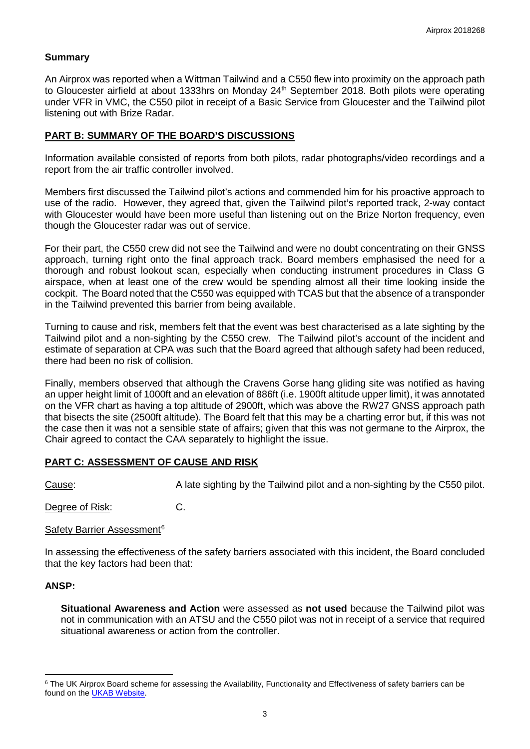## Summary

An Airprox was reported when a Wittman Tailwind and a C550 flew into proximity on the approach path to Gloucester airfield at about 1333hrs on Monday 24th September 2018. Both pilots were operating under VFR in VMC, the C550 pilot in receipt of a Basic Service from Gloucester and the Tailwind pilot listening out with Brize Radar.

## PART B: SUMMARY OF THE BOARD'S DISCUSSIONS

Information available consisted of reports from both pilots, radar photographs/video recordings and a report from the air traffic controller involved.

Members first discussed the Tailwind pilot's actions and commended him for his proactive approach to use of the radio. However, they agreed that, given the Tailwind pilot's reported track, 2-way contact with Gloucester would have been more useful than listening out on the Brize Norton frequency, even though the Gloucester radar was out of service.

For their part, the C550 crew did not see the Tailwind and were no doubt concentrating on their GNSS approach, turning right onto the final approach track. Board members emphasised the need for a thorough and robust lookout scan, especially when conducting instrument procedures in Class G airspace, when at least one of the crew would be spending almost all their time looking inside the cockpit. The Board noted that the C550 was equipped with TCAS but that the absence of a transponder in the Tailwind prevented this barrier from being available.

Turning to cause and risk, members felt that the event was best characterised as a late sighting by the Tailwind pilot and a non-sighting by the C550 crew. The Tailwind pilot's account of the incident and estimate of separation at CPA was such that the Board agreed that although safety had been reduced, there had been no risk of collision.

Finally, members observed that although the Cravens Gorse hang gliding site was notified as having an upper height limit of 1000ft and an elevation of 886ft (i.e. 1900ft altitude upper limit), it was annotated on the VFR chart as having a top altitude of 2900ft, which was above the RW27 GNSS approach path that bisects the site (2500ft altitude). The Board felt that this may be a charting error but, if this was not the case then it was not a sensible state of affairs; given that this was not germane to the Airprox, the Chair agreed to contact the CAA separately to highlight the issue.

## PART C: ASSESSMENT OF CAUSE AND RISK

Cause: A late sighting by the Tailwind pilot and a non-sighting by the C550 pilot.

Degree of Risk: C.

Safety Barrier Assessment[6]

In assessing the effectiveness of the safety barriers associated with this incident, the Board concluded that the key factors had been that:

### ANSP:

**Situational Awareness and Action** were assessed as **not used** because the Tailwind pilot was not in communication with an ATSU and the C550 pilot was not in receipt of a service that required situational awareness or action from the controller.

---

[6] The UK Airprox Board scheme for assessing the Availability, Functionality and Effectiveness of safety barriers can be found on the UKAB Website.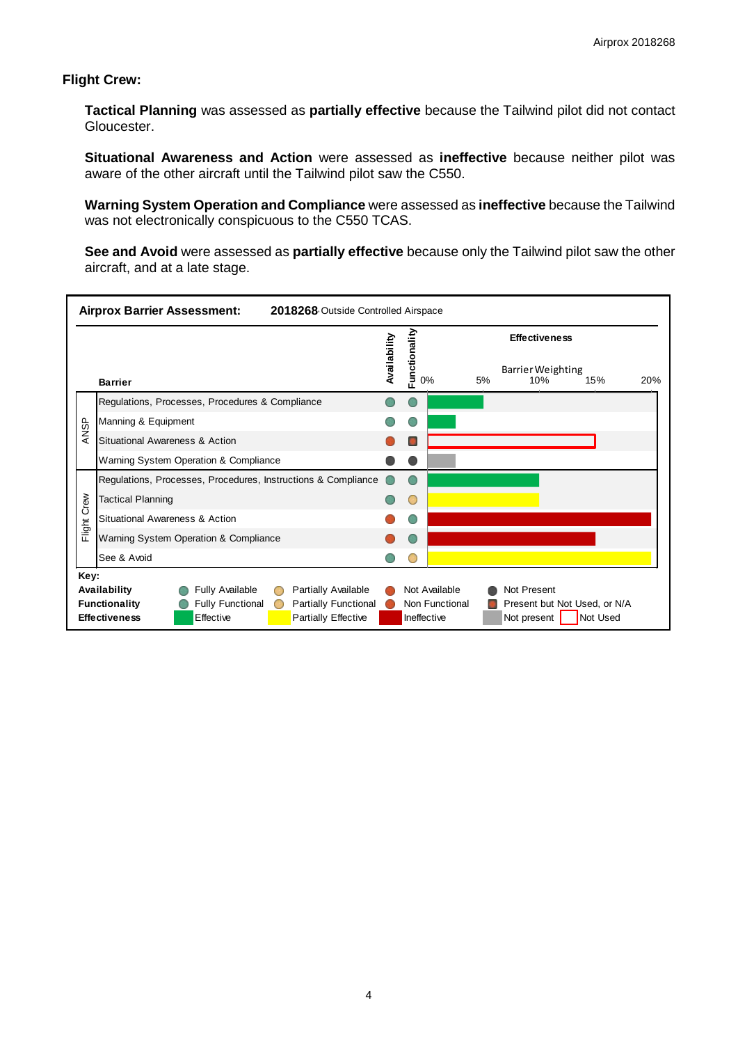**Flight Crew:**

**Tactical Planning** was assessed as **partially effective** because the Tailwind pilot did not contact Gloucester.

**Situational Awareness and Action** were assessed as **ineffective** because neither pilot was aware of the other aircraft until the Tailwind pilot saw the C550.

**Warning System Operation and Compliance** were assessed as **ineffective** because the Tailwind was not electronically conspicuous to the C550 TCAS.

**See and Avoid** were assessed as **partially effective** because only the Tailwind pilot saw the other aircraft, and at a late stage.

**Airprox Barrier Assessment:** **2018268** Outside Controlled Airspace

Barrier
Availability
Functionality
Effectiveness
Barrier Weighting
0% 5% 10% 15% 20%

ANSP
Regulations, Processes, Procedures & Compliance
Manning & Equipment
Situational Awareness & Action
Warning System Operation & Compliance

Flight Crew
Regulations, Processes, Procedures, Instructions & Compliance
Tactical Planning
Situational Awareness & Action
Warning System Operation & Compliance
See & Avoid

**Key:**
**Availability** Fully Available, Partially Available, Not Available, Not Present
**Functionality** Fully Functional, Partially Functional, Non Functional, Present but Not Used, or N/A
**Effectiveness** Effective, Partially Effective, Ineffective, Not present, Not Used